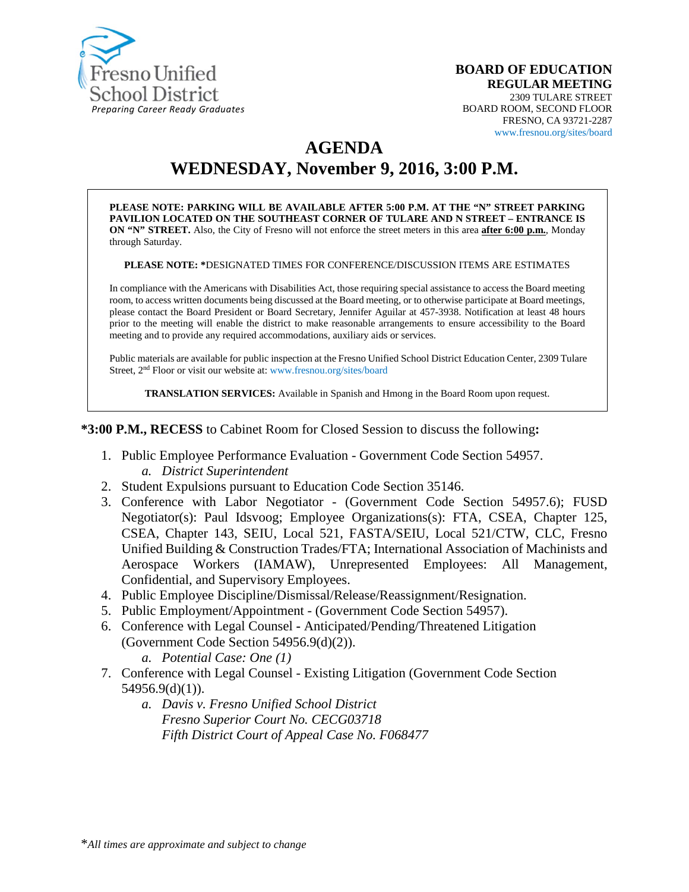Fresno Unified School District
*Preparing Career Ready Graduates*

**BOARD OF EDUCATION**
**REGULAR MEETING**
2309 TULARE STREET
BOARD ROOM, SECOND FLOOR
FRESNO, CA 93721-2287
www.fresnou.org/sites/board

# AGENDA
# WEDNESDAY, November 9, 2016, 3:00 P.M.

**PLEASE NOTE: PARKING WILL BE AVAILABLE AFTER 5:00 P.M. AT THE "N" STREET PARKING PAVILION LOCATED ON THE SOUTHEAST CORNER OF TULARE AND N STREET – ENTRANCE IS ON "N" STREET.** Also, the City of Fresno will not enforce the street meters in this area **after 6:00 p.m.**, Monday through Saturday.

**PLEASE NOTE: \***DESIGNATED TIMES FOR CONFERENCE/DISCUSSION ITEMS ARE ESTIMATES

In compliance with the Americans with Disabilities Act, those requiring special assistance to access the Board meeting room, to access written documents being discussed at the Board meeting, or to otherwise participate at Board meetings, please contact the Board President or Board Secretary, Jennifer Aguilar at 457-3938. Notification at least 48 hours prior to the meeting will enable the district to make reasonable arrangements to ensure accessibility to the Board meeting and to provide any required accommodations, auxiliary aids or services.

Public materials are available for public inspection at the Fresno Unified School District Education Center, 2309 Tulare Street, 2nd Floor or visit our website at: www.fresnou.org/sites/board

**TRANSLATION SERVICES:** Available in Spanish and Hmong in the Board Room upon request.

**\*3:00 P.M., RECESS** to Cabinet Room for Closed Session to discuss the following**:**

1. Public Employee Performance Evaluation - Government Code Section 54957.
   a. *District Superintendent*
2. Student Expulsions pursuant to Education Code Section 35146.
3. Conference with Labor Negotiator - (Government Code Section 54957.6); FUSD Negotiator(s): Paul Idsvoog; Employee Organizations(s): FTA, CSEA, Chapter 125, CSEA, Chapter 143, SEIU, Local 521, FASTA/SEIU, Local 521/CTW, CLC, Fresno Unified Building & Construction Trades/FTA; International Association of Machinists and Aerospace Workers (IAMAW), Unrepresented Employees: All Management, Confidential, and Supervisory Employees.
4. Public Employee Discipline/Dismissal/Release/Reassignment/Resignation.
5. Public Employment/Appointment - (Government Code Section 54957).
6. Conference with Legal Counsel - Anticipated/Pending/Threatened Litigation (Government Code Section 54956.9(d)(2)).
   a. *Potential Case: One (1)*
7. Conference with Legal Counsel - Existing Litigation (Government Code Section 54956.9(d)(1)).
   a. *Davis v. Fresno Unified School District*
      *Fresno Superior Court No. CECG03718*
      *Fifth District Court of Appeal Case No. F068477*

\**All times are approximate and subject to change*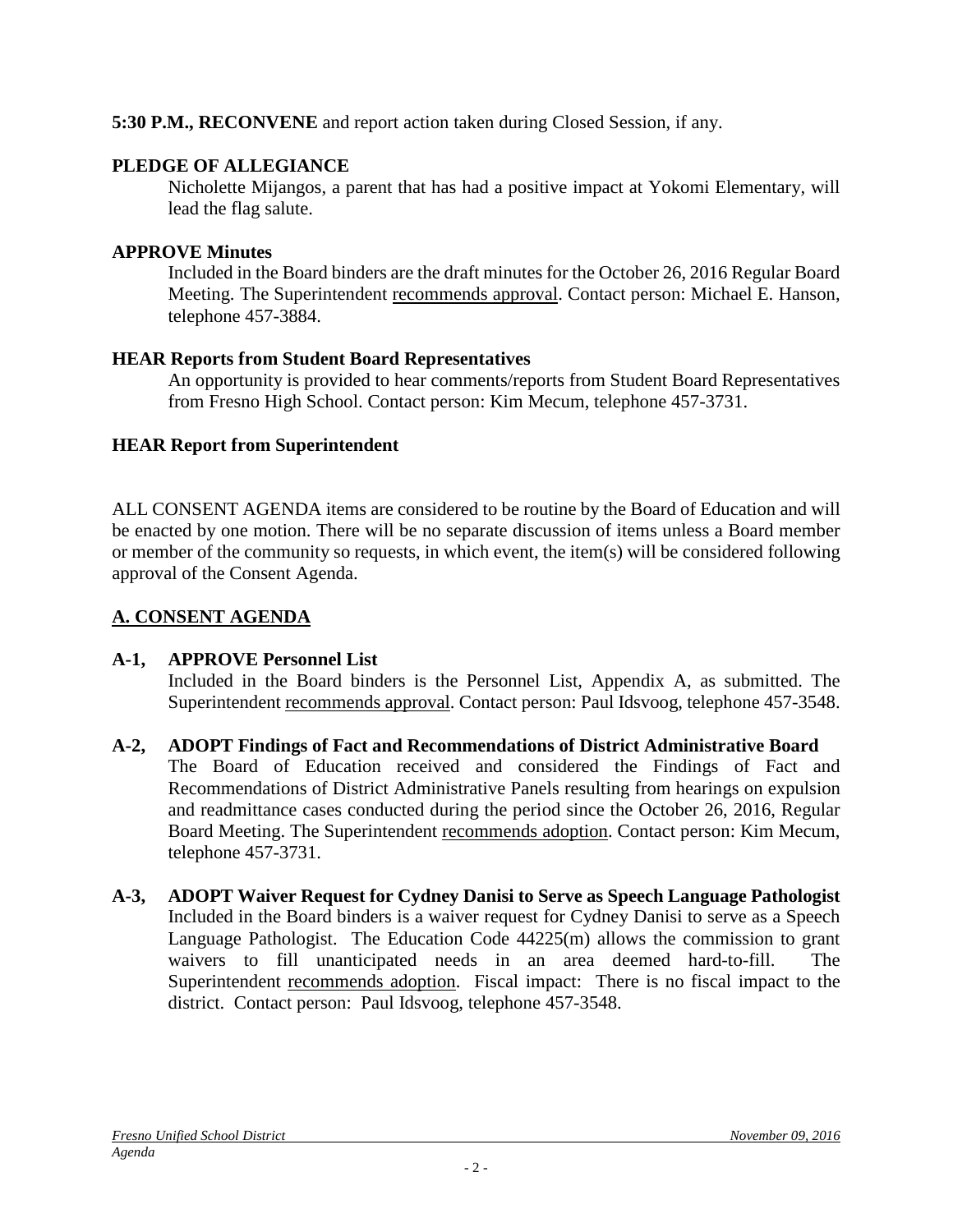**5:30 P.M., RECONVENE** and report action taken during Closed Session, if any.

**PLEDGE OF ALLEGIANCE**

Nicholette Mijangos, a parent that has had a positive impact at Yokomi Elementary, will lead the flag salute.

**APPROVE Minutes**

Included in the Board binders are the draft minutes for the October 26, 2016 Regular Board Meeting. The Superintendent recommends approval. Contact person: Michael E. Hanson, telephone 457-3884.

**HEAR Reports from Student Board Representatives**

An opportunity is provided to hear comments/reports from Student Board Representatives from Fresno High School. Contact person: Kim Mecum, telephone 457-3731.

**HEAR Report from Superintendent**

ALL CONSENT AGENDA items are considered to be routine by the Board of Education and will be enacted by one motion. There will be no separate discussion of items unless a Board member or member of the community so requests, in which event, the item(s) will be considered following approval of the Consent Agenda.

## A. CONSENT AGENDA

**A-1, APPROVE Personnel List**

Included in the Board binders is the Personnel List, Appendix A, as submitted. The Superintendent recommends approval. Contact person: Paul Idsvoog, telephone 457-3548.

**A-2, ADOPT Findings of Fact and Recommendations of District Administrative Board**

The Board of Education received and considered the Findings of Fact and Recommendations of District Administrative Panels resulting from hearings on expulsion and readmittance cases conducted during the period since the October 26, 2016, Regular Board Meeting. The Superintendent recommends adoption. Contact person: Kim Mecum, telephone 457-3731.

**A-3, ADOPT Waiver Request for Cydney Danisi to Serve as Speech Language Pathologist**

Included in the Board binders is a waiver request for Cydney Danisi to serve as a Speech Language Pathologist. The Education Code 44225(m) allows the commission to grant waivers to fill unanticipated needs in an area deemed hard-to-fill. The Superintendent recommends adoption. Fiscal impact: There is no fiscal impact to the district. Contact person: Paul Idsvoog, telephone 457-3548.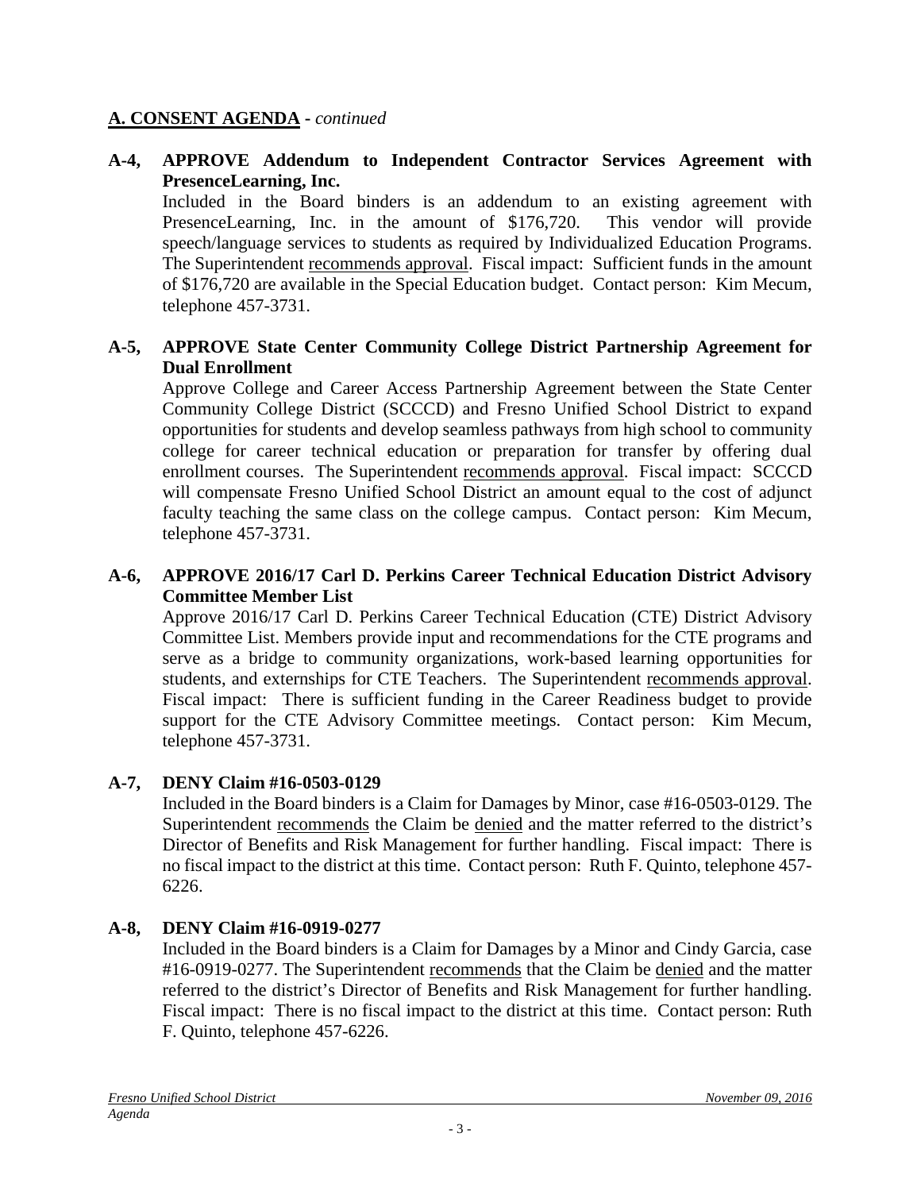## A. CONSENT AGENDA - *continued*

**A-4, APPROVE Addendum to Independent Contractor Services Agreement with PresenceLearning, Inc.**

Included in the Board binders is an addendum to an existing agreement with PresenceLearning, Inc. in the amount of $176,720. This vendor will provide speech/language services to students as required by Individualized Education Programs. The Superintendent recommends approval. Fiscal impact: Sufficient funds in the amount of $176,720 are available in the Special Education budget. Contact person: Kim Mecum, telephone 457-3731.

**A-5, APPROVE State Center Community College District Partnership Agreement for Dual Enrollment**

Approve College and Career Access Partnership Agreement between the State Center Community College District (SCCCD) and Fresno Unified School District to expand opportunities for students and develop seamless pathways from high school to community college for career technical education or preparation for transfer by offering dual enrollment courses. The Superintendent recommends approval. Fiscal impact: SCCCD will compensate Fresno Unified School District an amount equal to the cost of adjunct faculty teaching the same class on the college campus. Contact person: Kim Mecum, telephone 457-3731.

**A-6, APPROVE 2016/17 Carl D. Perkins Career Technical Education District Advisory Committee Member List**

Approve 2016/17 Carl D. Perkins Career Technical Education (CTE) District Advisory Committee List. Members provide input and recommendations for the CTE programs and serve as a bridge to community organizations, work-based learning opportunities for students, and externships for CTE Teachers. The Superintendent recommends approval. Fiscal impact: There is sufficient funding in the Career Readiness budget to provide support for the CTE Advisory Committee meetings. Contact person: Kim Mecum, telephone 457-3731.

**A-7, DENY Claim #16-0503-0129**

Included in the Board binders is a Claim for Damages by Minor, case #16-0503-0129. The Superintendent recommends the Claim be denied and the matter referred to the district's Director of Benefits and Risk Management for further handling. Fiscal impact: There is no fiscal impact to the district at this time. Contact person: Ruth F. Quinto, telephone 457-6226.

**A-8, DENY Claim #16-0919-0277**

Included in the Board binders is a Claim for Damages by a Minor and Cindy Garcia, case #16-0919-0277. The Superintendent recommends that the Claim be denied and the matter referred to the district's Director of Benefits and Risk Management for further handling. Fiscal impact: There is no fiscal impact to the district at this time. Contact person: Ruth F. Quinto, telephone 457-6226.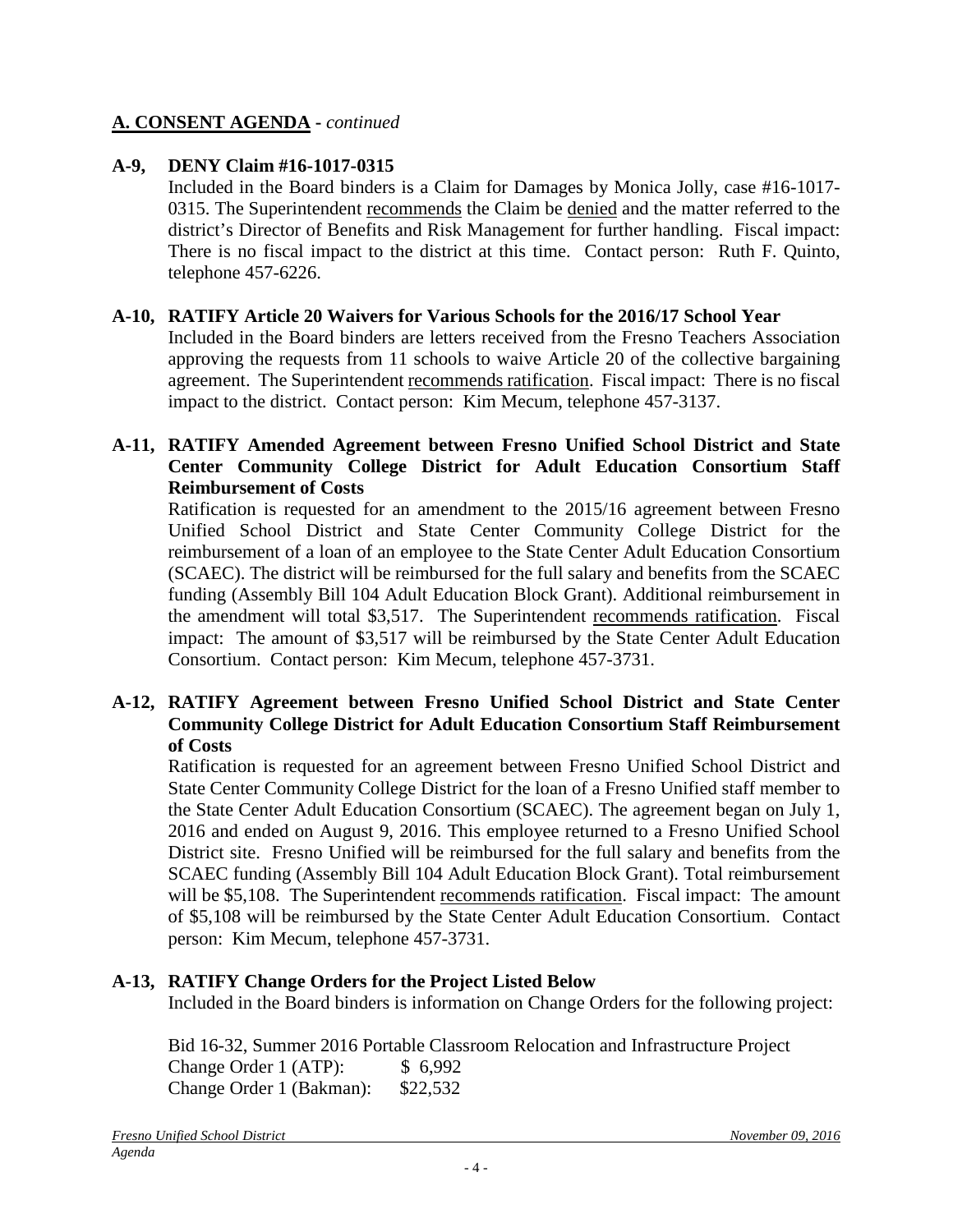## A. CONSENT AGENDA - *continued*

### A-9, DENY Claim #16-1017-0315

Included in the Board binders is a Claim for Damages by Monica Jolly, case #16-1017-0315. The Superintendent recommends the Claim be denied and the matter referred to the district's Director of Benefits and Risk Management for further handling. Fiscal impact: There is no fiscal impact to the district at this time. Contact person: Ruth F. Quinto, telephone 457-6226.

### A-10, RATIFY Article 20 Waivers for Various Schools for the 2016/17 School Year

Included in the Board binders are letters received from the Fresno Teachers Association approving the requests from 11 schools to waive Article 20 of the collective bargaining agreement. The Superintendent recommends ratification. Fiscal impact: There is no fiscal impact to the district. Contact person: Kim Mecum, telephone 457-3137.

### A-11, RATIFY Amended Agreement between Fresno Unified School District and State Center Community College District for Adult Education Consortium Staff Reimbursement of Costs

Ratification is requested for an amendment to the 2015/16 agreement between Fresno Unified School District and State Center Community College District for the reimbursement of a loan of an employee to the State Center Adult Education Consortium (SCAEC). The district will be reimbursed for the full salary and benefits from the SCAEC funding (Assembly Bill 104 Adult Education Block Grant). Additional reimbursement in the amendment will total $3,517. The Superintendent recommends ratification. Fiscal impact: The amount of $3,517 will be reimbursed by the State Center Adult Education Consortium. Contact person: Kim Mecum, telephone 457-3731.

### A-12, RATIFY Agreement between Fresno Unified School District and State Center Community College District for Adult Education Consortium Staff Reimbursement of Costs

Ratification is requested for an agreement between Fresno Unified School District and State Center Community College District for the loan of a Fresno Unified staff member to the State Center Adult Education Consortium (SCAEC). The agreement began on July 1, 2016 and ended on August 9, 2016. This employee returned to a Fresno Unified School District site. Fresno Unified will be reimbursed for the full salary and benefits from the SCAEC funding (Assembly Bill 104 Adult Education Block Grant). Total reimbursement will be $5,108. The Superintendent recommends ratification. Fiscal impact: The amount of $5,108 will be reimbursed by the State Center Adult Education Consortium. Contact person: Kim Mecum, telephone 457-3731.

### A-13, RATIFY Change Orders for the Project Listed Below

Included in the Board binders is information on Change Orders for the following project:

Bid 16-32, Summer 2016 Portable Classroom Relocation and Infrastructure Project
Change Order 1 (ATP): $ 6,992
Change Order 1 (Bakman): $22,532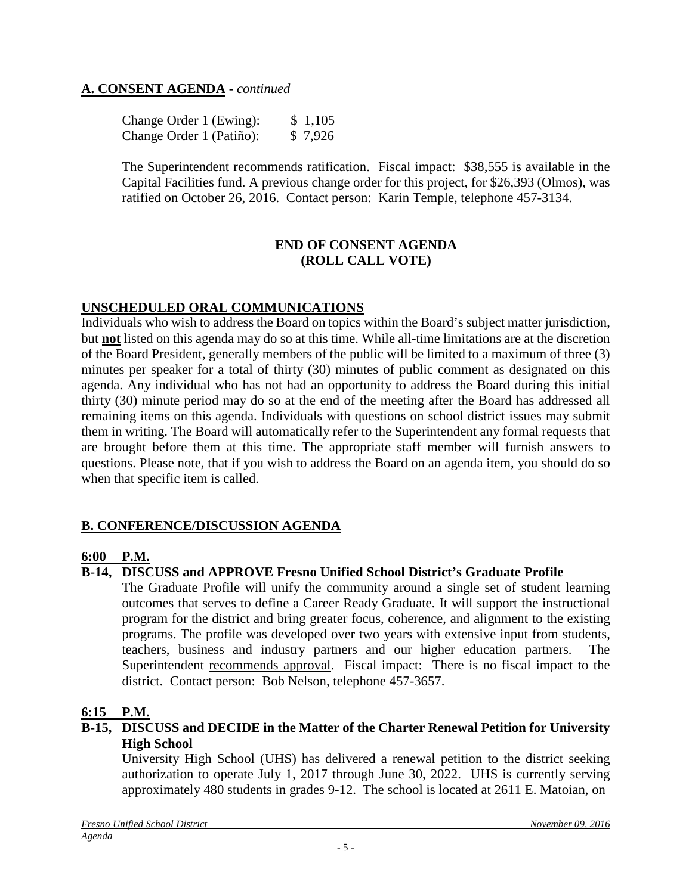## A. CONSENT AGENDA - *continued*

| | |
|---|---|
| Change Order 1 (Ewing): | $ 1,105 |
| Change Order 1 (Patiño): | $ 7,926 |

The Superintendent recommends ratification. Fiscal impact: $38,555 is available in the Capital Facilities fund. A previous change order for this project, for $26,393 (Olmos), was ratified on October 26, 2016. Contact person: Karin Temple, telephone 457-3134.

**END OF CONSENT AGENDA**
**(ROLL CALL VOTE)**

## UNSCHEDULED ORAL COMMUNICATIONS

Individuals who wish to address the Board on topics within the Board's subject matter jurisdiction, but **not** listed on this agenda may do so at this time. While all-time limitations are at the discretion of the Board President, generally members of the public will be limited to a maximum of three (3) minutes per speaker for a total of thirty (30) minutes of public comment as designated on this agenda. Any individual who has not had an opportunity to address the Board during this initial thirty (30) minute period may do so at the end of the meeting after the Board has addressed all remaining items on this agenda. Individuals with questions on school district issues may submit them in writing. The Board will automatically refer to the Superintendent any formal requests that are brought before them at this time. The appropriate staff member will furnish answers to questions. Please note, that if you wish to address the Board on an agenda item, you should do so when that specific item is called.

## B. CONFERENCE/DISCUSSION AGENDA

**6:00 P.M.**

**B-14, DISCUSS and APPROVE Fresno Unified School District's Graduate Profile**

The Graduate Profile will unify the community around a single set of student learning outcomes that serves to define a Career Ready Graduate. It will support the instructional program for the district and bring greater focus, coherence, and alignment to the existing programs. The profile was developed over two years with extensive input from students, teachers, business and industry partners and our higher education partners. The Superintendent recommends approval. Fiscal impact: There is no fiscal impact to the district. Contact person: Bob Nelson, telephone 457-3657.

**6:15 P.M.**

**B-15, DISCUSS and DECIDE in the Matter of the Charter Renewal Petition for University High School**

University High School (UHS) has delivered a renewal petition to the district seeking authorization to operate July 1, 2017 through June 30, 2022. UHS is currently serving approximately 480 students in grades 9-12. The school is located at 2611 E. Matoian, on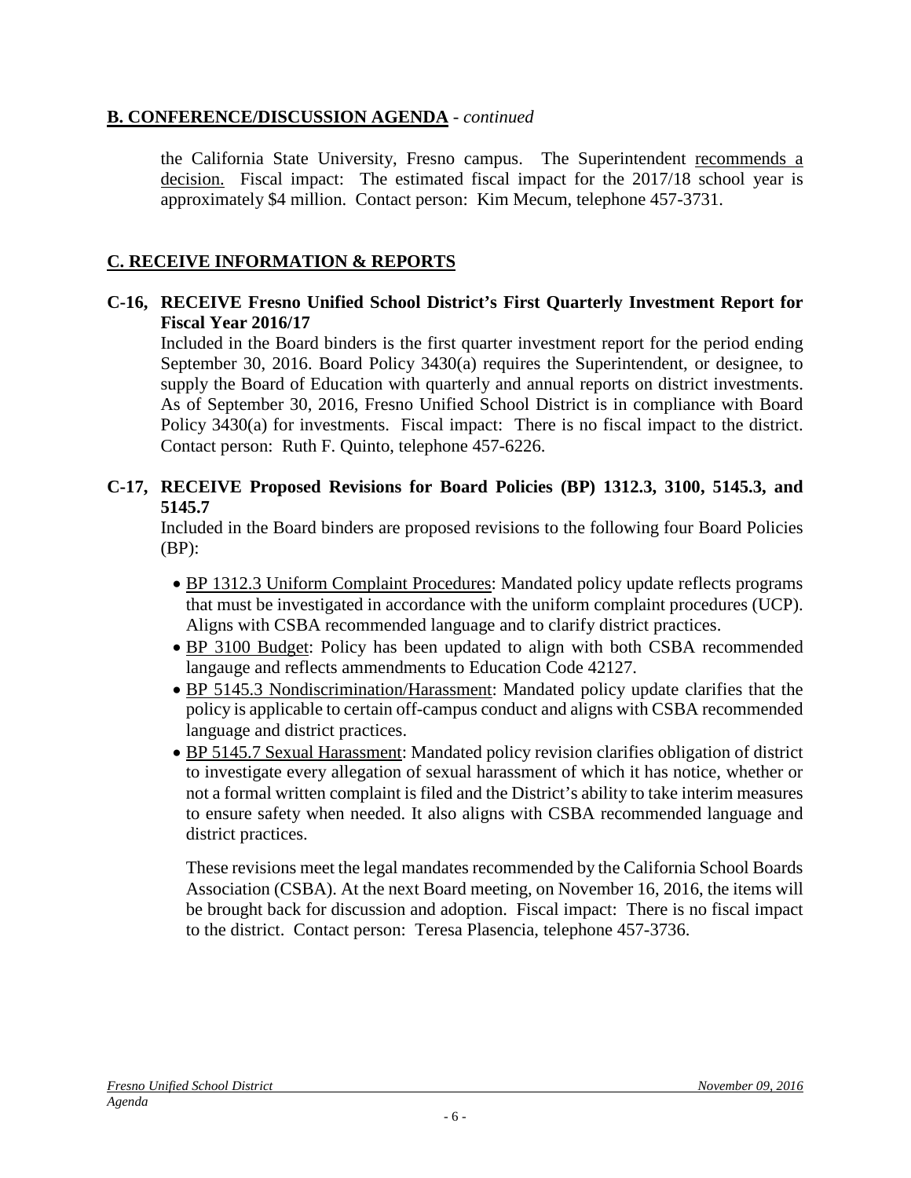## B. CONFERENCE/DISCUSSION AGENDA - *continued*

the California State University, Fresno campus. The Superintendent recommends a decision. Fiscal impact: The estimated fiscal impact for the 2017/18 school year is approximately \$4 million. Contact person: Kim Mecum, telephone 457-3731.

## C. RECEIVE INFORMATION & REPORTS

**C-16, RECEIVE Fresno Unified School District's First Quarterly Investment Report for Fiscal Year 2016/17**

Included in the Board binders is the first quarter investment report for the period ending September 30, 2016. Board Policy 3430(a) requires the Superintendent, or designee, to supply the Board of Education with quarterly and annual reports on district investments. As of September 30, 2016, Fresno Unified School District is in compliance with Board Policy 3430(a) for investments. Fiscal impact: There is no fiscal impact to the district. Contact person: Ruth F. Quinto, telephone 457-6226.

**C-17, RECEIVE Proposed Revisions for Board Policies (BP) 1312.3, 3100, 5145.3, and 5145.7**

Included in the Board binders are proposed revisions to the following four Board Policies (BP):

- BP 1312.3 Uniform Complaint Procedures: Mandated policy update reflects programs that must be investigated in accordance with the uniform complaint procedures (UCP). Aligns with CSBA recommended language and to clarify district practices.
- BP 3100 Budget: Policy has been updated to align with both CSBA recommended langauge and reflects ammendments to Education Code 42127.
- BP 5145.3 Nondiscrimination/Harassment: Mandated policy update clarifies that the policy is applicable to certain off-campus conduct and aligns with CSBA recommended language and district practices.
- BP 5145.7 Sexual Harassment: Mandated policy revision clarifies obligation of district to investigate every allegation of sexual harassment of which it has notice, whether or not a formal written complaint is filed and the District's ability to take interim measures to ensure safety when needed. It also aligns with CSBA recommended language and district practices.

These revisions meet the legal mandates recommended by the California School Boards Association (CSBA). At the next Board meeting, on November 16, 2016, the items will be brought back for discussion and adoption. Fiscal impact: There is no fiscal impact to the district. Contact person: Teresa Plasencia, telephone 457-3736.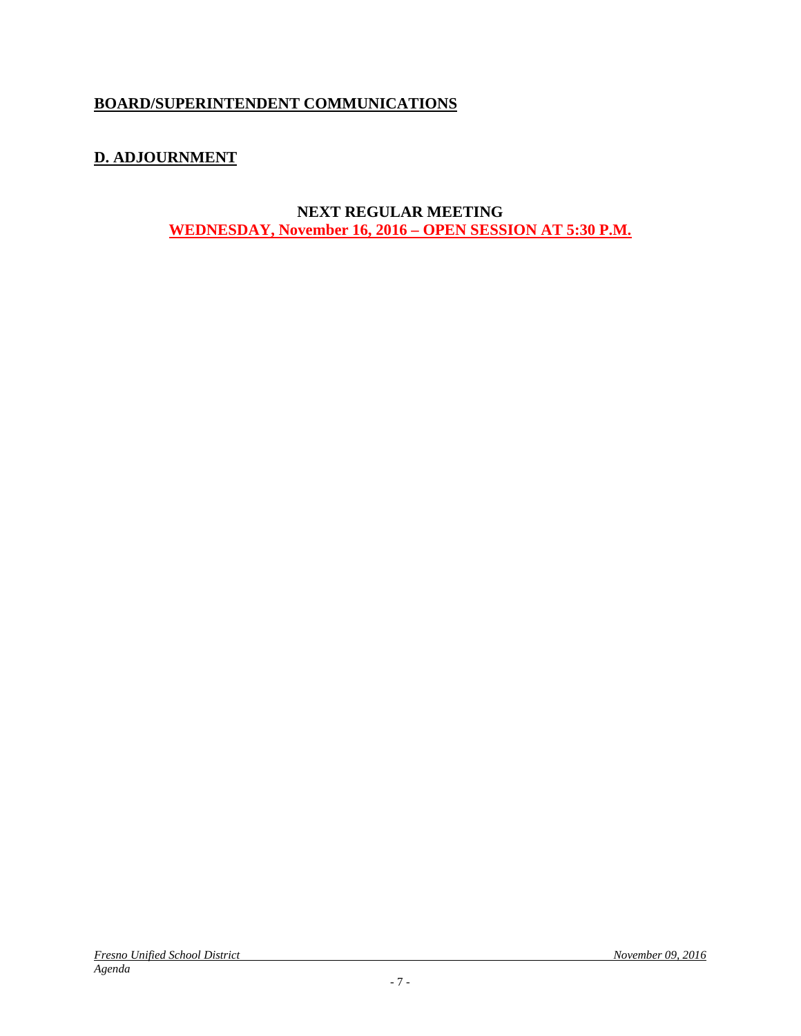## BOARD/SUPERINTENDENT COMMUNICATIONS

## D. ADJOURNMENT

**NEXT REGULAR MEETING**

**WEDNESDAY, November 16, 2016 – OPEN SESSION AT 5:30 P.M.**